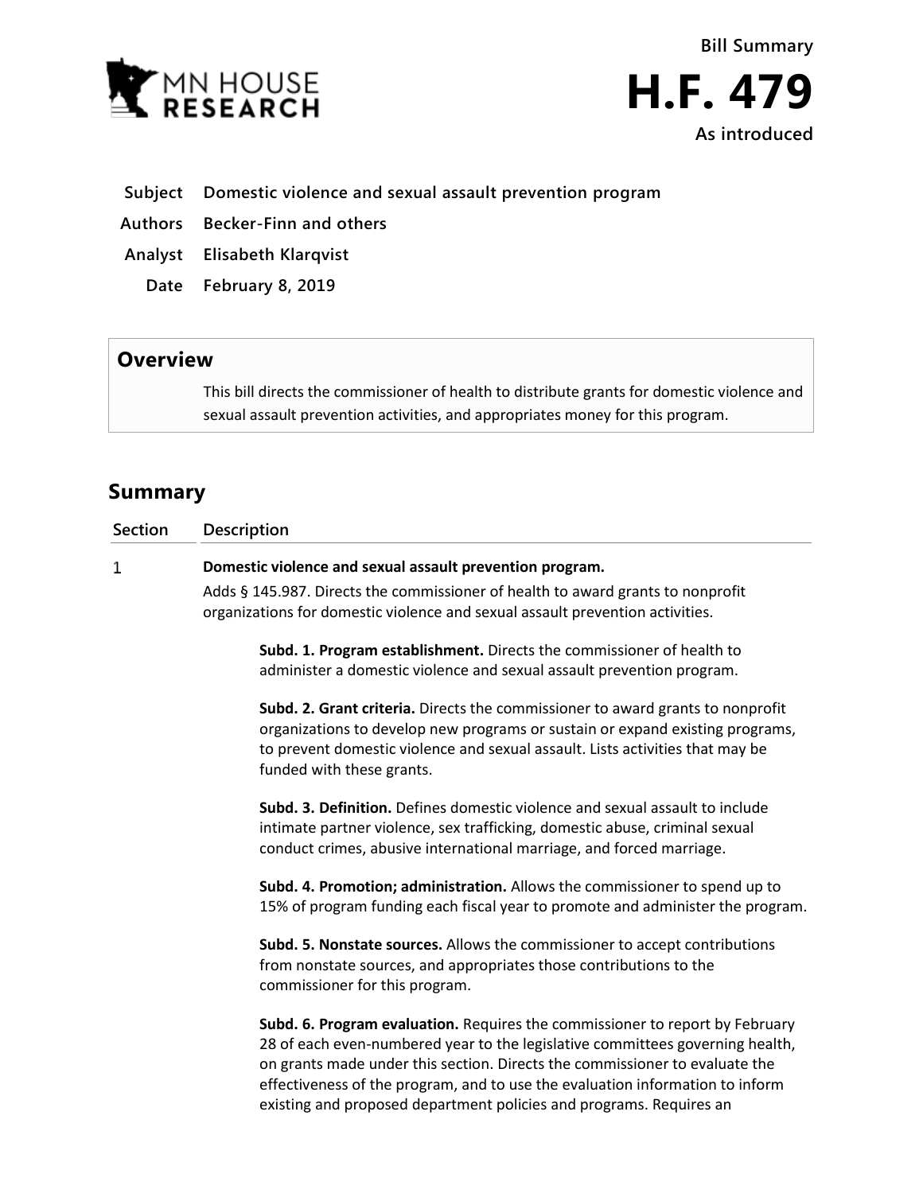MN HOUSE RESEARCH

Bill Summary

# H.F. 479

As introduced

| | |
|---|---|
| **Subject** | **Domestic violence and sexual assault prevention program** |
| **Authors** | **Becker-Finn and others** |
| **Analyst** | **Elisabeth Klarqvist** |
| **Date** | **February 8, 2019** |

## Overview

This bill directs the commissioner of health to distribute grants for domestic violence and sexual assault prevention activities, and appropriates money for this program.

## Summary

| Section | Description |
|---|---|
| 1 | **Domestic violence and sexual assault prevention program.** |

Adds § 145.987. Directs the commissioner of health to award grants to nonprofit organizations for domestic violence and sexual assault prevention activities.

**Subd. 1. Program establishment.** Directs the commissioner of health to administer a domestic violence and sexual assault prevention program.

**Subd. 2. Grant criteria.** Directs the commissioner to award grants to nonprofit organizations to develop new programs or sustain or expand existing programs, to prevent domestic violence and sexual assault. Lists activities that may be funded with these grants.

**Subd. 3. Definition.** Defines domestic violence and sexual assault to include intimate partner violence, sex trafficking, domestic abuse, criminal sexual conduct crimes, abusive international marriage, and forced marriage.

**Subd. 4. Promotion; administration.** Allows the commissioner to spend up to 15% of program funding each fiscal year to promote and administer the program.

**Subd. 5. Nonstate sources.** Allows the commissioner to accept contributions from nonstate sources, and appropriates those contributions to the commissioner for this program.

**Subd. 6. Program evaluation.** Requires the commissioner to report by February 28 of each even-numbered year to the legislative committees governing health, on grants made under this section. Directs the commissioner to evaluate the effectiveness of the program, and to use the evaluation information to inform existing and proposed department policies and programs. Requires an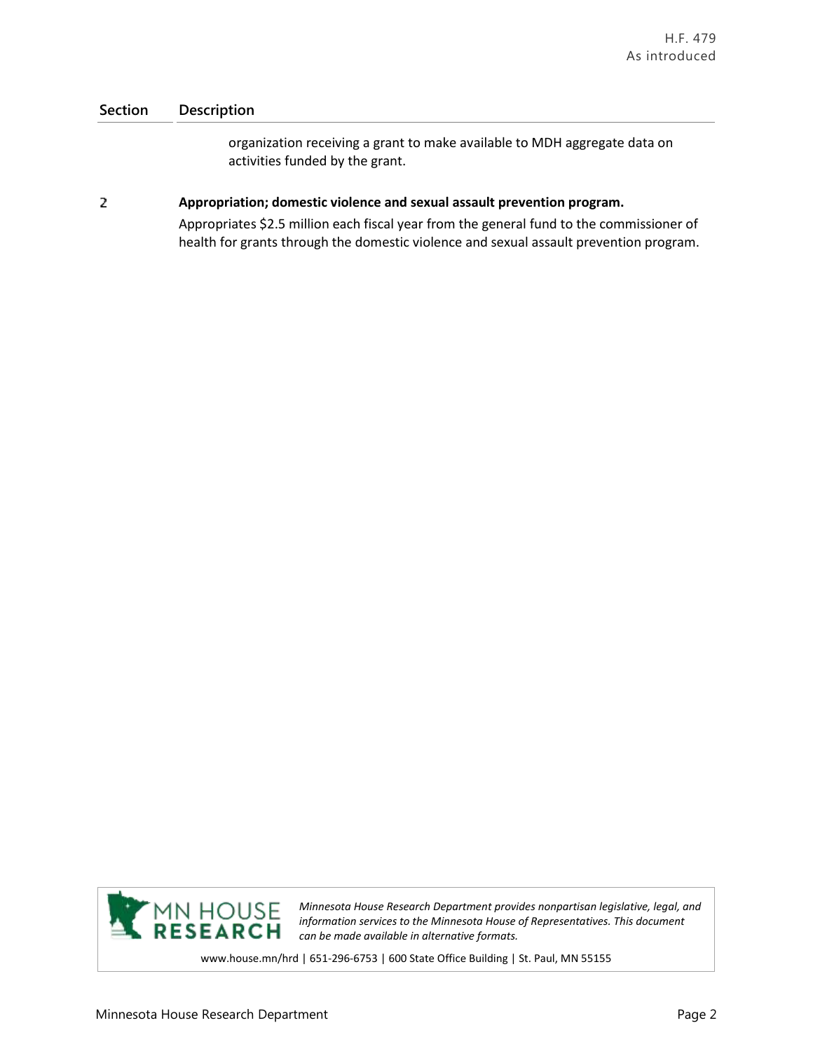| Section | Description |
|---|---|
| | organization receiving a grant to make available to MDH aggregate data on activities funded by the grant. |
| 2 | **Appropriation; domestic violence and sexual assault prevention program.**<br>Appropriates $2.5 million each fiscal year from the general fund to the commissioner of health for grants through the domestic violence and sexual assault prevention program. |

MN HOUSE RESEARCH

*Minnesota House Research Department provides nonpartisan legislative, legal, and information services to the Minnesota House of Representatives. This document can be made available in alternative formats.*

www.house.mn/hrd | 651-296-6753 | 600 State Office Building | St. Paul, MN 55155